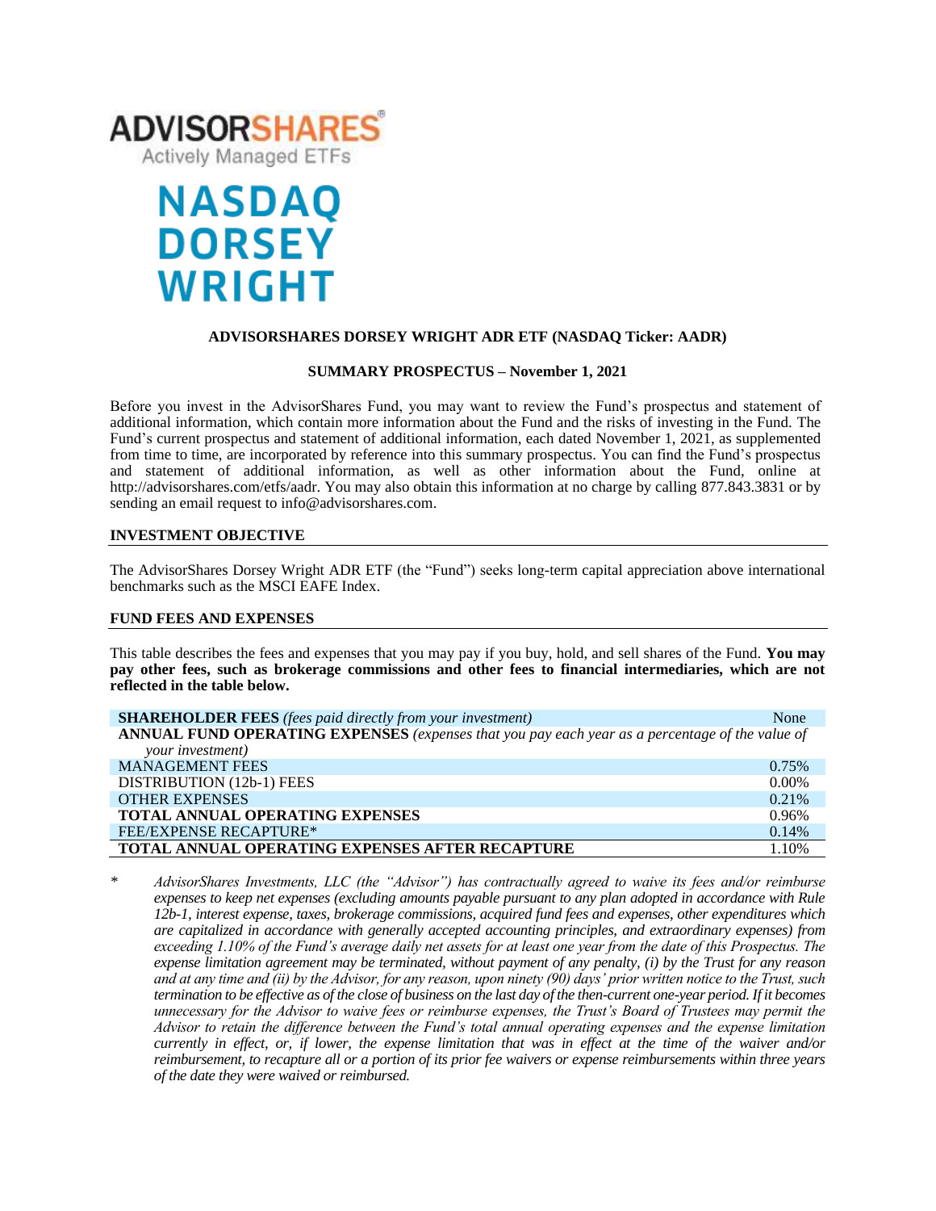ADVISORSHARES

Actively Managed ETFs

NASDAQ DORSEY WRIGHT

# ADVISORSHARES DORSEY WRIGHT ADR ETF (NASDAQ Ticker: AADR)

## SUMMARY PROSPECTUS – November 1, 2021

Before you invest in the AdvisorShares Fund, you may want to review the Fund's prospectus and statement of additional information, which contain more information about the Fund and the risks of investing in the Fund. The Fund's current prospectus and statement of additional information, each dated November 1, 2021, as supplemented from time to time, are incorporated by reference into this summary prospectus. You can find the Fund's prospectus and statement of additional information, as well as other information about the Fund, online at http://advisorshares.com/etfs/aadr. You may also obtain this information at no charge by calling 877.843.3831 or by sending an email request to info@advisorshares.com.

## INVESTMENT OBJECTIVE

The AdvisorShares Dorsey Wright ADR ETF (the "Fund") seeks long-term capital appreciation above international benchmarks such as the MSCI EAFE Index.

## FUND FEES AND EXPENSES

This table describes the fees and expenses that you may pay if you buy, hold, and sell shares of the Fund. **You may pay other fees, such as brokerage commissions and other fees to financial intermediaries, which are not reflected in the table below.**

| | |
|---|---|
| **SHAREHOLDER FEES** *(fees paid directly from your investment)* | None |
| **ANNUAL FUND OPERATING EXPENSES** *(expenses that you pay each year as a percentage of the value of your investment)* | |
| MANAGEMENT FEES | 0.75% |
| DISTRIBUTION (12b-1) FEES | 0.00% |
| OTHER EXPENSES | 0.21% |
| **TOTAL ANNUAL OPERATING EXPENSES** | 0.96% |
| FEE/EXPENSE RECAPTURE* | 0.14% |
| **TOTAL ANNUAL OPERATING EXPENSES AFTER RECAPTURE** | 1.10% |

\* *AdvisorShares Investments, LLC (the "Advisor") has contractually agreed to waive its fees and/or reimburse expenses to keep net expenses (excluding amounts payable pursuant to any plan adopted in accordance with Rule 12b-1, interest expense, taxes, brokerage commissions, acquired fund fees and expenses, other expenditures which are capitalized in accordance with generally accepted accounting principles, and extraordinary expenses) from exceeding 1.10% of the Fund's average daily net assets for at least one year from the date of this Prospectus. The expense limitation agreement may be terminated, without payment of any penalty, (i) by the Trust for any reason and at any time and (ii) by the Advisor, for any reason, upon ninety (90) days' prior written notice to the Trust, such termination to be effective as of the close of business on the last day of the then-current one-year period. If it becomes unnecessary for the Advisor to waive fees or reimburse expenses, the Trust's Board of Trustees may permit the Advisor to retain the difference between the Fund's total annual operating expenses and the expense limitation currently in effect, or, if lower, the expense limitation that was in effect at the time of the waiver and/or reimbursement, to recapture all or a portion of its prior fee waivers or expense reimbursements within three years of the date they were waived or reimbursed.*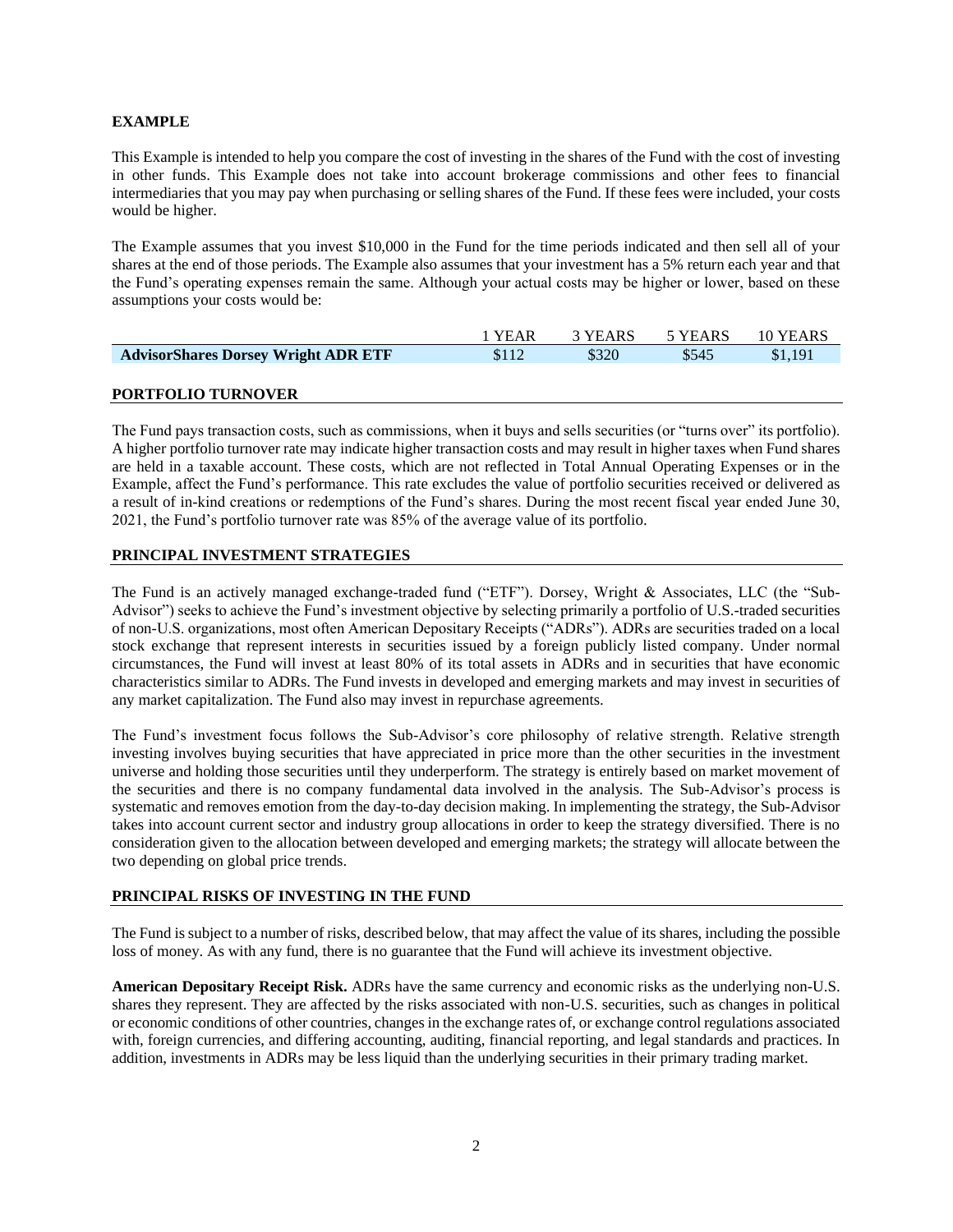## EXAMPLE

This Example is intended to help you compare the cost of investing in the shares of the Fund with the cost of investing in other funds. This Example does not take into account brokerage commissions and other fees to financial intermediaries that you may pay when purchasing or selling shares of the Fund. If these fees were included, your costs would be higher.

The Example assumes that you invest $10,000 in the Fund for the time periods indicated and then sell all of your shares at the end of those periods. The Example also assumes that your investment has a 5% return each year and that the Fund's operating expenses remain the same. Although your actual costs may be higher or lower, based on these assumptions your costs would be:

| | 1 YEAR | 3 YEARS | 5 YEARS | 10 YEARS |
|---|---|---|---|---|
| **AdvisorShares Dorsey Wright ADR ETF** | $112 | $320 | $545 | $1,191 |

## PORTFOLIO TURNOVER

The Fund pays transaction costs, such as commissions, when it buys and sells securities (or "turns over" its portfolio). A higher portfolio turnover rate may indicate higher transaction costs and may result in higher taxes when Fund shares are held in a taxable account. These costs, which are not reflected in Total Annual Operating Expenses or in the Example, affect the Fund's performance. This rate excludes the value of portfolio securities received or delivered as a result of in-kind creations or redemptions of the Fund's shares. During the most recent fiscal year ended June 30, 2021, the Fund's portfolio turnover rate was 85% of the average value of its portfolio.

## PRINCIPAL INVESTMENT STRATEGIES

The Fund is an actively managed exchange-traded fund ("ETF"). Dorsey, Wright & Associates, LLC (the "Sub-Advisor") seeks to achieve the Fund's investment objective by selecting primarily a portfolio of U.S.-traded securities of non-U.S. organizations, most often American Depositary Receipts ("ADRs"). ADRs are securities traded on a local stock exchange that represent interests in securities issued by a foreign publicly listed company. Under normal circumstances, the Fund will invest at least 80% of its total assets in ADRs and in securities that have economic characteristics similar to ADRs. The Fund invests in developed and emerging markets and may invest in securities of any market capitalization. The Fund also may invest in repurchase agreements.

The Fund's investment focus follows the Sub-Advisor's core philosophy of relative strength. Relative strength investing involves buying securities that have appreciated in price more than the other securities in the investment universe and holding those securities until they underperform. The strategy is entirely based on market movement of the securities and there is no company fundamental data involved in the analysis. The Sub-Advisor's process is systematic and removes emotion from the day-to-day decision making. In implementing the strategy, the Sub-Advisor takes into account current sector and industry group allocations in order to keep the strategy diversified. There is no consideration given to the allocation between developed and emerging markets; the strategy will allocate between the two depending on global price trends.

## PRINCIPAL RISKS OF INVESTING IN THE FUND

The Fund is subject to a number of risks, described below, that may affect the value of its shares, including the possible loss of money. As with any fund, there is no guarantee that the Fund will achieve its investment objective.

**American Depositary Receipt Risk.** ADRs have the same currency and economic risks as the underlying non-U.S. shares they represent. They are affected by the risks associated with non-U.S. securities, such as changes in political or economic conditions of other countries, changes in the exchange rates of, or exchange control regulations associated with, foreign currencies, and differing accounting, auditing, financial reporting, and legal standards and practices. In addition, investments in ADRs may be less liquid than the underlying securities in their primary trading market.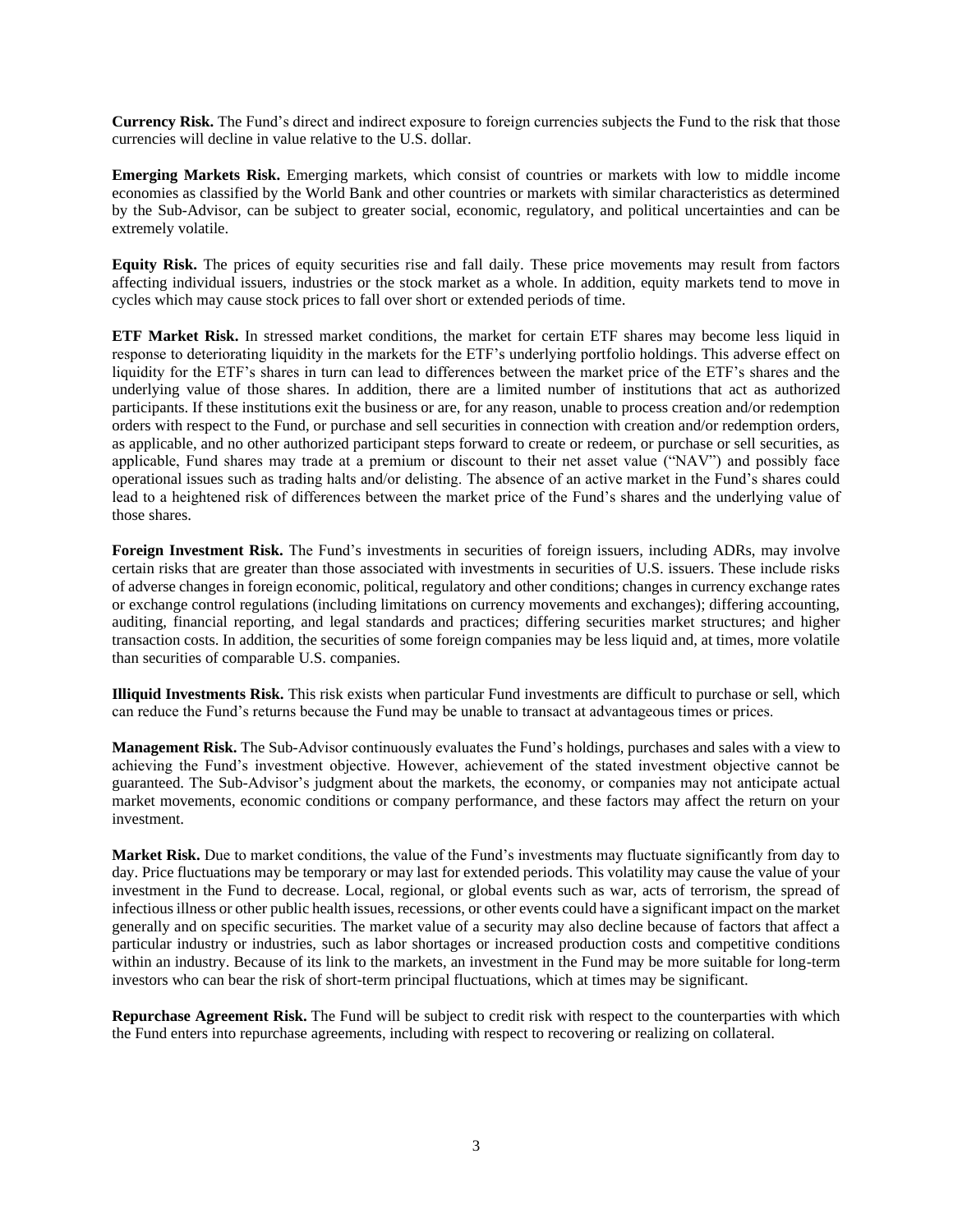**Currency Risk.** The Fund's direct and indirect exposure to foreign currencies subjects the Fund to the risk that those currencies will decline in value relative to the U.S. dollar.

**Emerging Markets Risk.** Emerging markets, which consist of countries or markets with low to middle income economies as classified by the World Bank and other countries or markets with similar characteristics as determined by the Sub-Advisor, can be subject to greater social, economic, regulatory, and political uncertainties and can be extremely volatile.

**Equity Risk.** The prices of equity securities rise and fall daily. These price movements may result from factors affecting individual issuers, industries or the stock market as a whole. In addition, equity markets tend to move in cycles which may cause stock prices to fall over short or extended periods of time.

**ETF Market Risk.** In stressed market conditions, the market for certain ETF shares may become less liquid in response to deteriorating liquidity in the markets for the ETF's underlying portfolio holdings. This adverse effect on liquidity for the ETF's shares in turn can lead to differences between the market price of the ETF's shares and the underlying value of those shares. In addition, there are a limited number of institutions that act as authorized participants. If these institutions exit the business or are, for any reason, unable to process creation and/or redemption orders with respect to the Fund, or purchase and sell securities in connection with creation and/or redemption orders, as applicable, and no other authorized participant steps forward to create or redeem, or purchase or sell securities, as applicable, Fund shares may trade at a premium or discount to their net asset value ("NAV") and possibly face operational issues such as trading halts and/or delisting. The absence of an active market in the Fund's shares could lead to a heightened risk of differences between the market price of the Fund's shares and the underlying value of those shares.

**Foreign Investment Risk.** The Fund's investments in securities of foreign issuers, including ADRs, may involve certain risks that are greater than those associated with investments in securities of U.S. issuers. These include risks of adverse changes in foreign economic, political, regulatory and other conditions; changes in currency exchange rates or exchange control regulations (including limitations on currency movements and exchanges); differing accounting, auditing, financial reporting, and legal standards and practices; differing securities market structures; and higher transaction costs. In addition, the securities of some foreign companies may be less liquid and, at times, more volatile than securities of comparable U.S. companies.

**Illiquid Investments Risk.** This risk exists when particular Fund investments are difficult to purchase or sell, which can reduce the Fund's returns because the Fund may be unable to transact at advantageous times or prices.

**Management Risk.** The Sub-Advisor continuously evaluates the Fund's holdings, purchases and sales with a view to achieving the Fund's investment objective. However, achievement of the stated investment objective cannot be guaranteed. The Sub-Advisor's judgment about the markets, the economy, or companies may not anticipate actual market movements, economic conditions or company performance, and these factors may affect the return on your investment.

**Market Risk.** Due to market conditions, the value of the Fund's investments may fluctuate significantly from day to day. Price fluctuations may be temporary or may last for extended periods. This volatility may cause the value of your investment in the Fund to decrease. Local, regional, or global events such as war, acts of terrorism, the spread of infectious illness or other public health issues, recessions, or other events could have a significant impact on the market generally and on specific securities. The market value of a security may also decline because of factors that affect a particular industry or industries, such as labor shortages or increased production costs and competitive conditions within an industry. Because of its link to the markets, an investment in the Fund may be more suitable for long-term investors who can bear the risk of short-term principal fluctuations, which at times may be significant.

**Repurchase Agreement Risk.** The Fund will be subject to credit risk with respect to the counterparties with which the Fund enters into repurchase agreements, including with respect to recovering or realizing on collateral.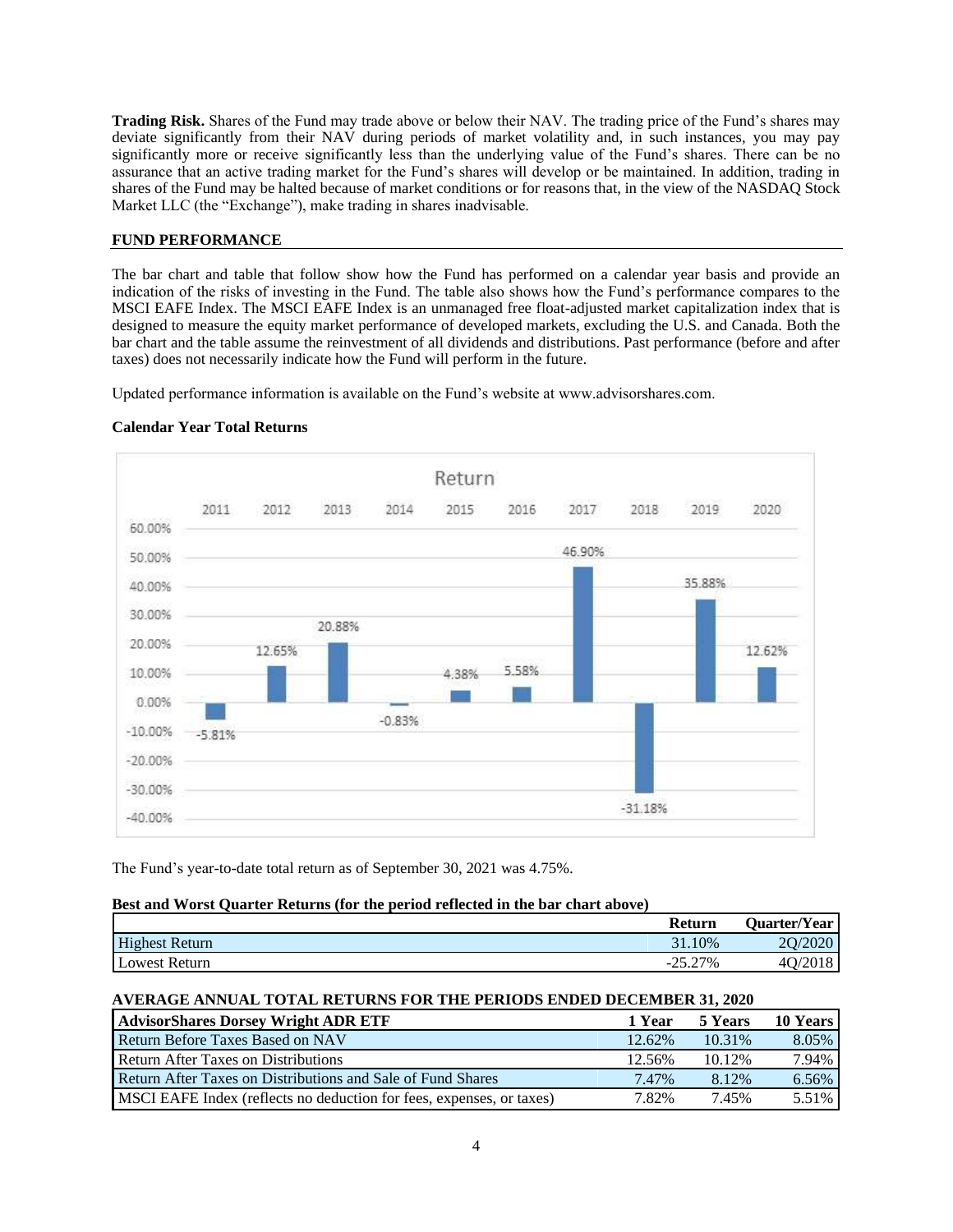**Trading Risk.** Shares of the Fund may trade above or below their NAV. The trading price of the Fund's shares may deviate significantly from their NAV during periods of market volatility and, in such instances, you may pay significantly more or receive significantly less than the underlying value of the Fund's shares. There can be no assurance that an active trading market for the Fund's shares will develop or be maintained. In addition, trading in shares of the Fund may be halted because of market conditions or for reasons that, in the view of the NASDAQ Stock Market LLC (the "Exchange"), make trading in shares inadvisable.

## FUND PERFORMANCE

The bar chart and table that follow show how the Fund has performed on a calendar year basis and provide an indication of the risks of investing in the Fund. The table also shows how the Fund's performance compares to the MSCI EAFE Index. The MSCI EAFE Index is an unmanaged free float-adjusted market capitalization index that is designed to measure the equity market performance of developed markets, excluding the U.S. and Canada. Both the bar chart and the table assume the reinvestment of all dividends and distributions. Past performance (before and after taxes) does not necessarily indicate how the Fund will perform in the future.

Updated performance information is available on the Fund's website at www.advisorshares.com.

### Calendar Year Total Returns

Return

| 2011 | 2012 | 2013 | 2014 | 2015 | 2016 | 2017 | 2018 | 2019 | 2020 |
|---|---|---|---|---|---|---|---|---|---|
| -5.81% | 12.65% | 20.88% | -0.83% | 4.38% | 5.58% | 46.90% | -31.18% | 35.88% | 12.62% |

The Fund's year-to-date total return as of September 30, 2021 was 4.75%.

### Best and Worst Quarter Returns (for the period reflected in the bar chart above)

| | Return | Quarter/Year |
|---|---|---|
| Highest Return | 31.10% | 2Q/2020 |
| Lowest Return | -25.27% | 4Q/2018 |

### AVERAGE ANNUAL TOTAL RETURNS FOR THE PERIODS ENDED DECEMBER 31, 2020

| AdvisorShares Dorsey Wright ADR ETF | 1 Year | 5 Years | 10 Years |
|---|---|---|---|
| Return Before Taxes Based on NAV | 12.62% | 10.31% | 8.05% |
| Return After Taxes on Distributions | 12.56% | 10.12% | 7.94% |
| Return After Taxes on Distributions and Sale of Fund Shares | 7.47% | 8.12% | 6.56% |
| MSCI EAFE Index (reflects no deduction for fees, expenses, or taxes) | 7.82% | 7.45% | 5.51% |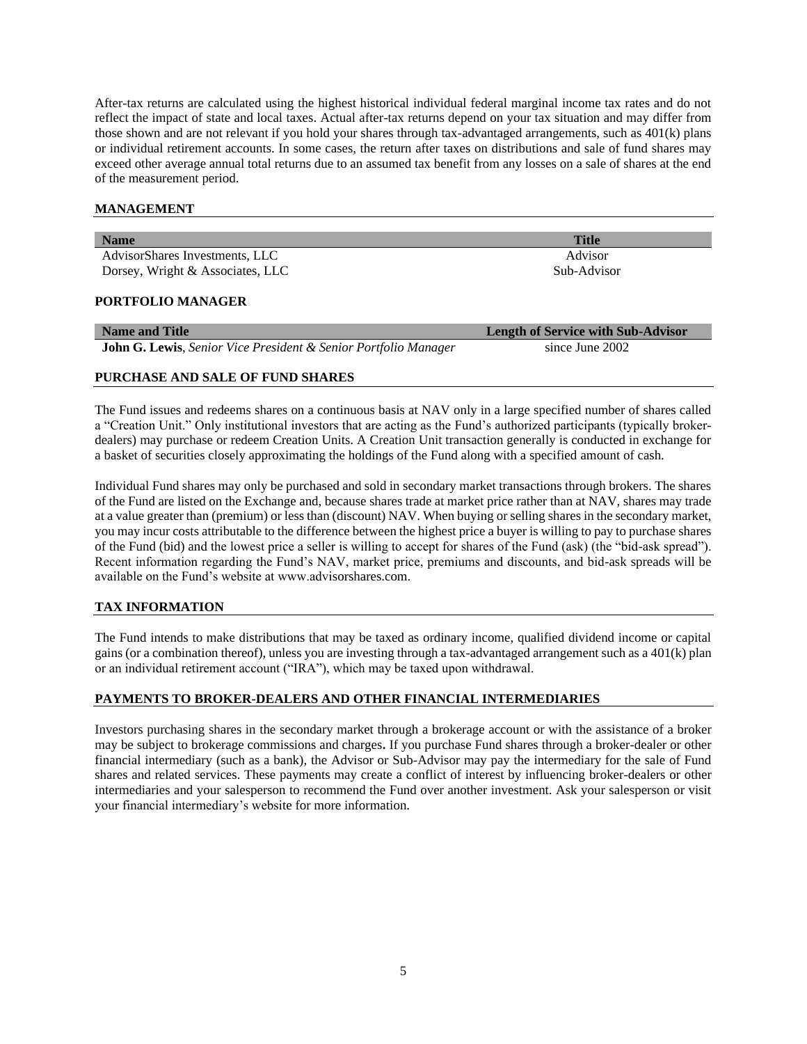After-tax returns are calculated using the highest historical individual federal marginal income tax rates and do not reflect the impact of state and local taxes. Actual after-tax returns depend on your tax situation and may differ from those shown and are not relevant if you hold your shares through tax-advantaged arrangements, such as 401(k) plans or individual retirement accounts. In some cases, the return after taxes on distributions and sale of fund shares may exceed other average annual total returns due to an assumed tax benefit from any losses on a sale of shares at the end of the measurement period.

## MANAGEMENT

| Name | Title |
|---|---|
| AdvisorShares Investments, LLC | Advisor |
| Dorsey, Wright & Associates, LLC | Sub-Advisor |

## PORTFOLIO MANAGER

| Name and Title | Length of Service with Sub-Advisor |
|---|---|
| **John G. Lewis**, *Senior Vice President & Senior Portfolio Manager* | since June 2002 |

## PURCHASE AND SALE OF FUND SHARES

The Fund issues and redeems shares on a continuous basis at NAV only in a large specified number of shares called a "Creation Unit." Only institutional investors that are acting as the Fund's authorized participants (typically broker-dealers) may purchase or redeem Creation Units. A Creation Unit transaction generally is conducted in exchange for a basket of securities closely approximating the holdings of the Fund along with a specified amount of cash.

Individual Fund shares may only be purchased and sold in secondary market transactions through brokers. The shares of the Fund are listed on the Exchange and, because shares trade at market price rather than at NAV, shares may trade at a value greater than (premium) or less than (discount) NAV. When buying or selling shares in the secondary market, you may incur costs attributable to the difference between the highest price a buyer is willing to pay to purchase shares of the Fund (bid) and the lowest price a seller is willing to accept for shares of the Fund (ask) (the "bid-ask spread"). Recent information regarding the Fund's NAV, market price, premiums and discounts, and bid-ask spreads will be available on the Fund's website at www.advisorshares.com.

## TAX INFORMATION

The Fund intends to make distributions that may be taxed as ordinary income, qualified dividend income or capital gains (or a combination thereof), unless you are investing through a tax-advantaged arrangement such as a 401(k) plan or an individual retirement account ("IRA"), which may be taxed upon withdrawal.

## PAYMENTS TO BROKER-DEALERS AND OTHER FINANCIAL INTERMEDIARIES

Investors purchasing shares in the secondary market through a brokerage account or with the assistance of a broker may be subject to brokerage commissions and charges**.** If you purchase Fund shares through a broker-dealer or other financial intermediary (such as a bank), the Advisor or Sub-Advisor may pay the intermediary for the sale of Fund shares and related services. These payments may create a conflict of interest by influencing broker-dealers or other intermediaries and your salesperson to recommend the Fund over another investment. Ask your salesperson or visit your financial intermediary's website for more information.